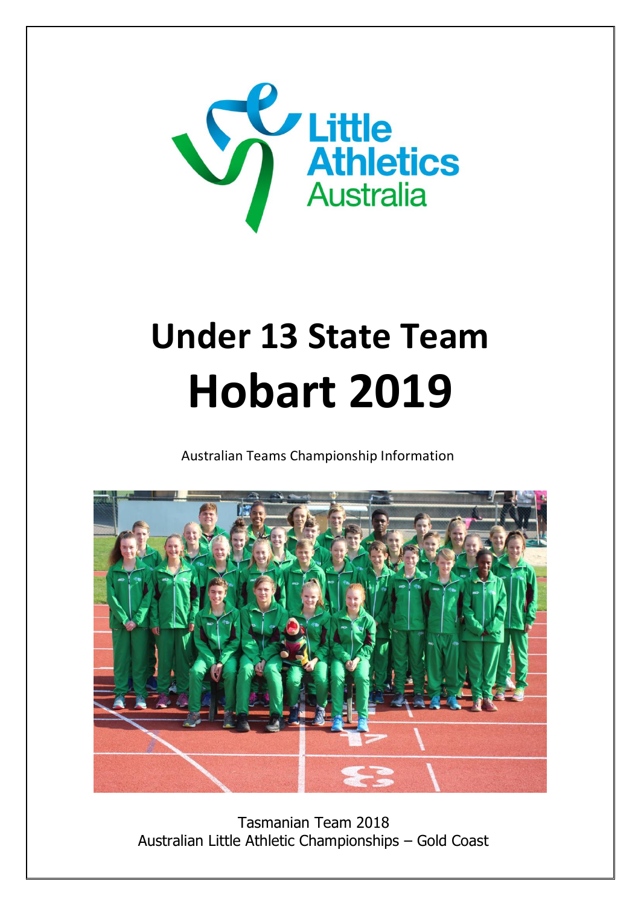Little Athletics Australia

# Under 13 State Team

# Hobart 2019

Australian Teams Championship Information

Tasmanian Team 2018
Australian Little Athletic Championships – Gold Coast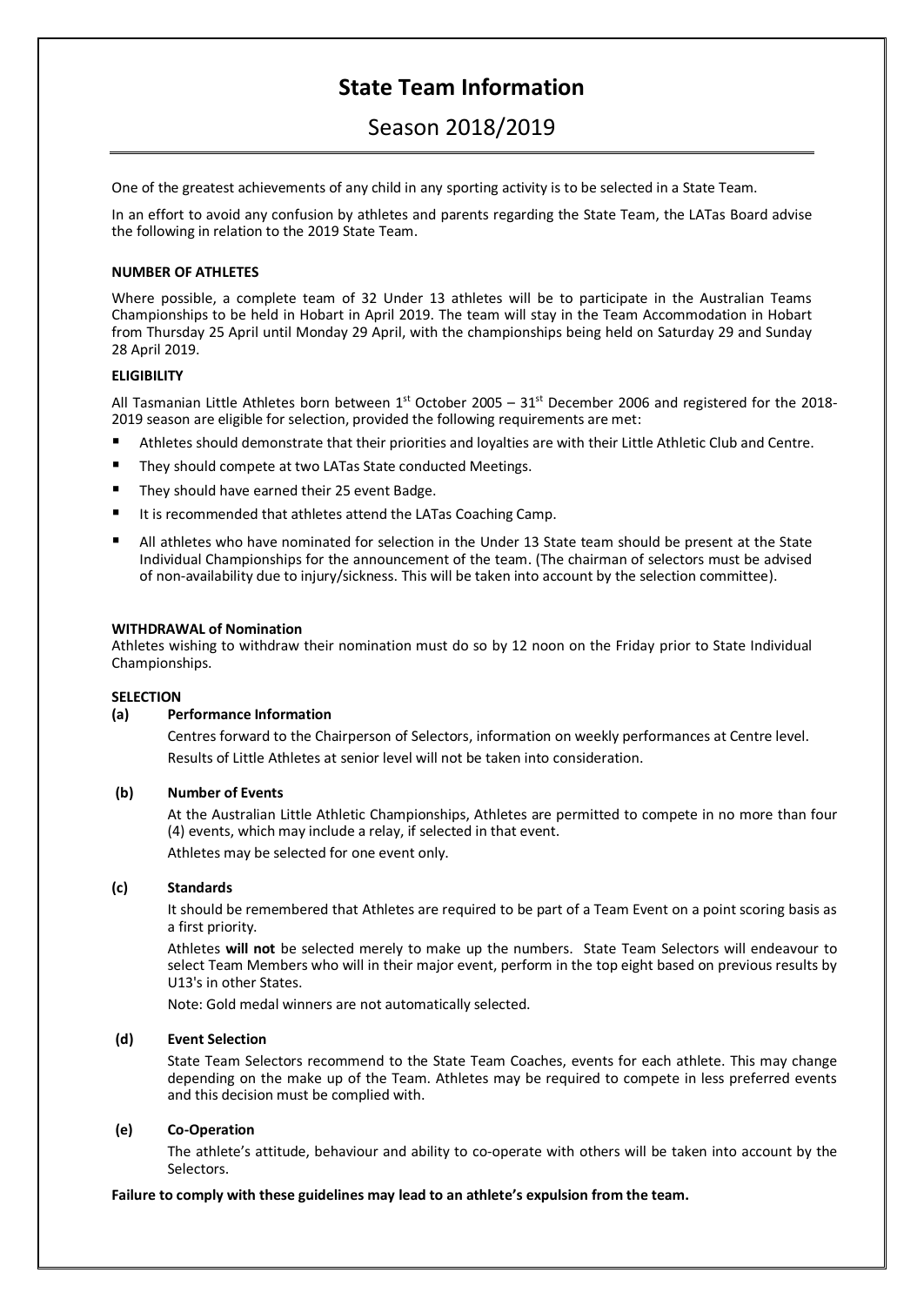# State Team Information

## Season 2018/2019

One of the greatest achievements of any child in any sporting activity is to be selected in a State Team.

In an effort to avoid any confusion by athletes and parents regarding the State Team, the LATas Board advise the following in relation to the 2019 State Team.

**NUMBER OF ATHLETES**

Where possible, a complete team of 32 Under 13 athletes will be to participate in the Australian Teams Championships to be held in Hobart in April 2019. The team will stay in the Team Accommodation in Hobart from Thursday 25 April until Monday 29 April, with the championships being held on Saturday 29 and Sunday 28 April 2019.

**ELIGIBILITY**

All Tasmanian Little Athletes born between 1st October 2005 – 31st December 2006 and registered for the 2018-2019 season are eligible for selection, provided the following requirements are met:

- Athletes should demonstrate that their priorities and loyalties are with their Little Athletic Club and Centre.
- They should compete at two LATas State conducted Meetings.
- They should have earned their 25 event Badge.
- It is recommended that athletes attend the LATas Coaching Camp.
- All athletes who have nominated for selection in the Under 13 State team should be present at the State Individual Championships for the announcement of the team. (The chairman of selectors must be advised of non-availability due to injury/sickness. This will be taken into account by the selection committee).

**WITHDRAWAL of Nomination**

Athletes wishing to withdraw their nomination must do so by 12 noon on the Friday prior to State Individual Championships.

**SELECTION**

**(a) Performance Information**

Centres forward to the Chairperson of Selectors, information on weekly performances at Centre level.

Results of Little Athletes at senior level will not be taken into consideration.

**(b) Number of Events**

At the Australian Little Athletic Championships, Athletes are permitted to compete in no more than four (4) events, which may include a relay, if selected in that event.

Athletes may be selected for one event only.

**(c) Standards**

It should be remembered that Athletes are required to be part of a Team Event on a point scoring basis as a first priority.

Athletes **will not** be selected merely to make up the numbers. State Team Selectors will endeavour to select Team Members who will in their major event, perform in the top eight based on previous results by U13's in other States.

Note: Gold medal winners are not automatically selected.

**(d) Event Selection**

State Team Selectors recommend to the State Team Coaches, events for each athlete. This may change depending on the make up of the Team. Athletes may be required to compete in less preferred events and this decision must be complied with.

**(e) Co-Operation**

The athlete's attitude, behaviour and ability to co-operate with others will be taken into account by the Selectors.

**Failure to comply with these guidelines may lead to an athlete's expulsion from the team.**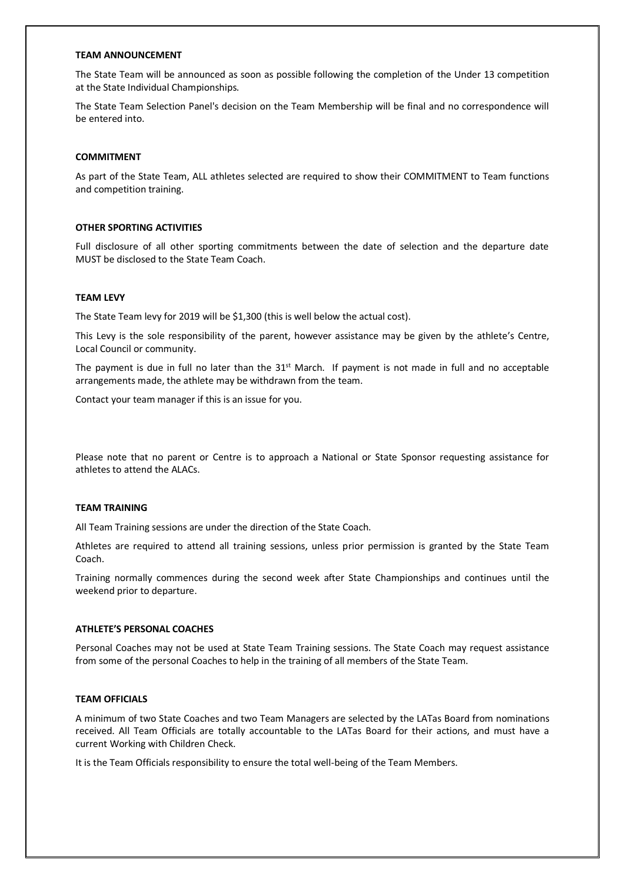**TEAM ANNOUNCEMENT**

The State Team will be announced as soon as possible following the completion of the Under 13 competition at the State Individual Championships.

The State Team Selection Panel's decision on the Team Membership will be final and no correspondence will be entered into.

**COMMITMENT**

As part of the State Team, ALL athletes selected are required to show their COMMITMENT to Team functions and competition training.

**OTHER SPORTING ACTIVITIES**

Full disclosure of all other sporting commitments between the date of selection and the departure date MUST be disclosed to the State Team Coach.

**TEAM LEVY**

The State Team levy for 2019 will be $1,300 (this is well below the actual cost).

This Levy is the sole responsibility of the parent, however assistance may be given by the athlete's Centre, Local Council or community.

The payment is due in full no later than the 31st March. If payment is not made in full and no acceptable arrangements made, the athlete may be withdrawn from the team.

Contact your team manager if this is an issue for you.

Please note that no parent or Centre is to approach a National or State Sponsor requesting assistance for athletes to attend the ALACs.

**TEAM TRAINING**

All Team Training sessions are under the direction of the State Coach.

Athletes are required to attend all training sessions, unless prior permission is granted by the State Team Coach.

Training normally commences during the second week after State Championships and continues until the weekend prior to departure.

**ATHLETE'S PERSONAL COACHES**

Personal Coaches may not be used at State Team Training sessions. The State Coach may request assistance from some of the personal Coaches to help in the training of all members of the State Team.

**TEAM OFFICIALS**

A minimum of two State Coaches and two Team Managers are selected by the LATas Board from nominations received. All Team Officials are totally accountable to the LATas Board for their actions, and must have a current Working with Children Check.

It is the Team Officials responsibility to ensure the total well-being of the Team Members.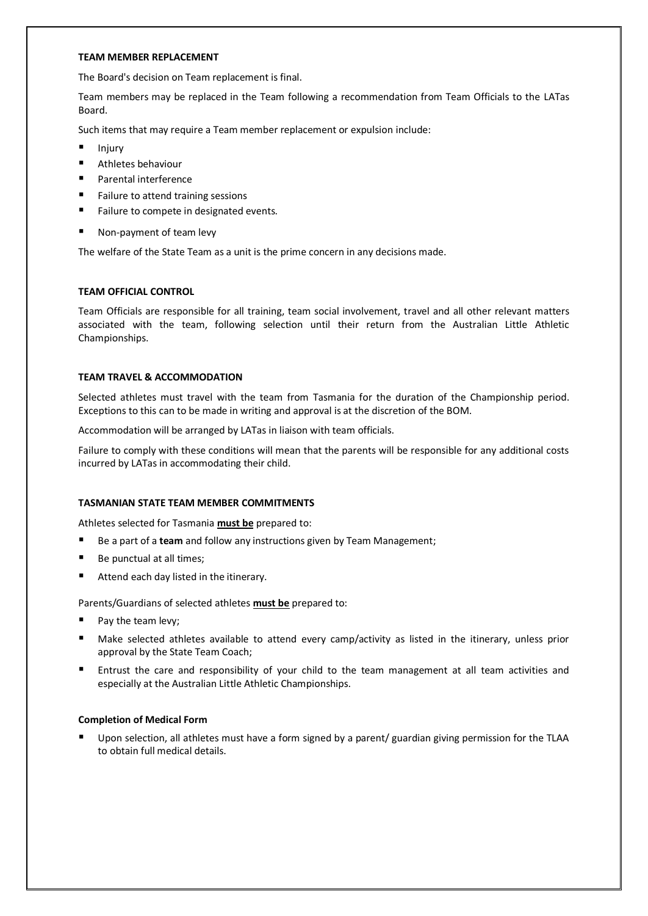**TEAM MEMBER REPLACEMENT**

The Board's decision on Team replacement is final.

Team members may be replaced in the Team following a recommendation from Team Officials to the LATas Board.

Such items that may require a Team member replacement or expulsion include:

- Injury
- Athletes behaviour
- Parental interference
- Failure to attend training sessions
- Failure to compete in designated events.
- Non-payment of team levy

The welfare of the State Team as a unit is the prime concern in any decisions made.

**TEAM OFFICIAL CONTROL**

Team Officials are responsible for all training, team social involvement, travel and all other relevant matters associated with the team, following selection until their return from the Australian Little Athletic Championships.

**TEAM TRAVEL & ACCOMMODATION**

Selected athletes must travel with the team from Tasmania for the duration of the Championship period. Exceptions to this can to be made in writing and approval is at the discretion of the BOM.

Accommodation will be arranged by LATas in liaison with team officials.

Failure to comply with these conditions will mean that the parents will be responsible for any additional costs incurred by LATas in accommodating their child.

**TASMANIAN STATE TEAM MEMBER COMMITMENTS**

Athletes selected for Tasmania **must be** prepared to:

- Be a part of a **team** and follow any instructions given by Team Management;
- Be punctual at all times;
- Attend each day listed in the itinerary.

Parents/Guardians of selected athletes **must be** prepared to:

- Pay the team levy;
- Make selected athletes available to attend every camp/activity as listed in the itinerary, unless prior approval by the State Team Coach;
- Entrust the care and responsibility of your child to the team management at all team activities and especially at the Australian Little Athletic Championships.

**Completion of Medical Form**

- Upon selection, all athletes must have a form signed by a parent/ guardian giving permission for the TLAA to obtain full medical details.